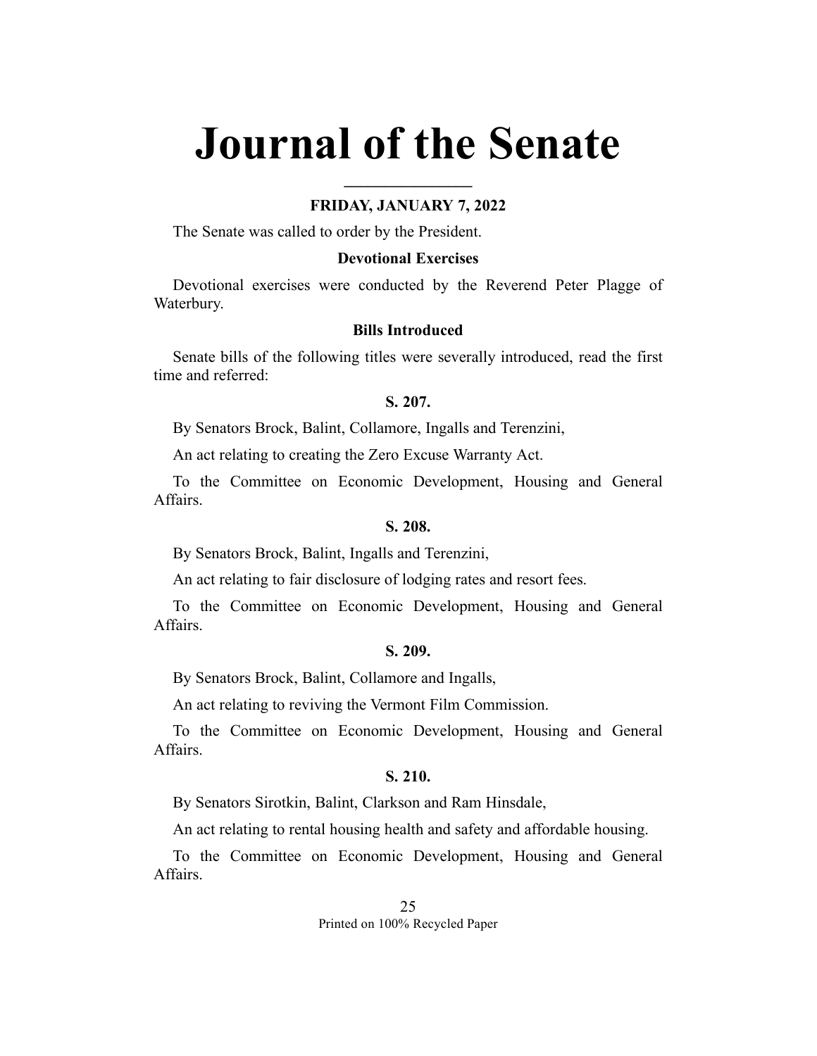# Journal of the Senate

**FRIDAY, JANUARY 7, 2022**

The Senate was called to order by the President.

**Devotional Exercises**

Devotional exercises were conducted by the Reverend Peter Plagge of Waterbury.

**Bills Introduced**

Senate bills of the following titles were severally introduced, read the first time and referred:

**S. 207.**

By Senators Brock, Balint, Collamore, Ingalls and Terenzini,

An act relating to creating the Zero Excuse Warranty Act.

To the Committee on Economic Development, Housing and General Affairs.

**S. 208.**

By Senators Brock, Balint, Ingalls and Terenzini,

An act relating to fair disclosure of lodging rates and resort fees.

To the Committee on Economic Development, Housing and General Affairs.

**S. 209.**

By Senators Brock, Balint, Collamore and Ingalls,

An act relating to reviving the Vermont Film Commission.

To the Committee on Economic Development, Housing and General Affairs.

**S. 210.**

By Senators Sirotkin, Balint, Clarkson and Ram Hinsdale,

An act relating to rental housing health and safety and affordable housing.

To the Committee on Economic Development, Housing and General Affairs.

Printed on 100% Recycled Paper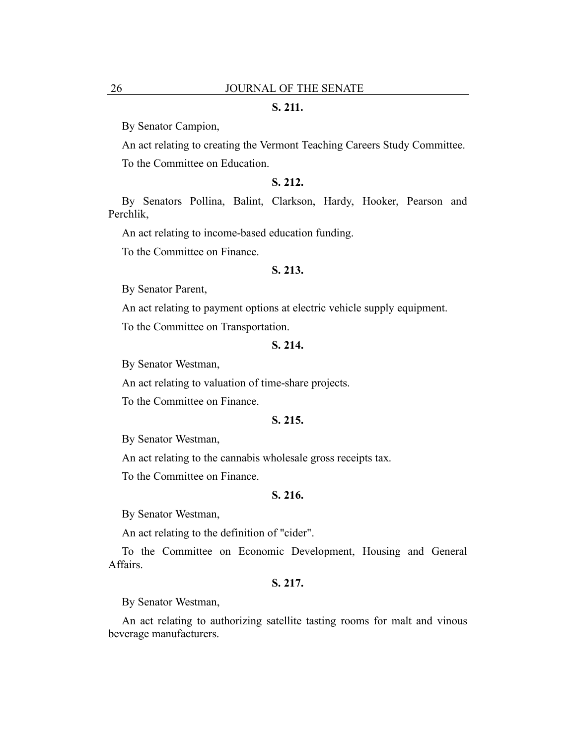**S. 211.**

By Senator Campion,

An act relating to creating the Vermont Teaching Careers Study Committee.

To the Committee on Education.

**S. 212.**

By Senators Pollina, Balint, Clarkson, Hardy, Hooker, Pearson and Perchlik,

An act relating to income-based education funding.

To the Committee on Finance.

**S. 213.**

By Senator Parent,

An act relating to payment options at electric vehicle supply equipment.

To the Committee on Transportation.

**S. 214.**

By Senator Westman,

An act relating to valuation of time-share projects.

To the Committee on Finance.

**S. 215.**

By Senator Westman,

An act relating to the cannabis wholesale gross receipts tax.

To the Committee on Finance.

**S. 216.**

By Senator Westman,

An act relating to the definition of "cider".

To the Committee on Economic Development, Housing and General Affairs.

**S. 217.**

By Senator Westman,

An act relating to authorizing satellite tasting rooms for malt and vinous beverage manufacturers.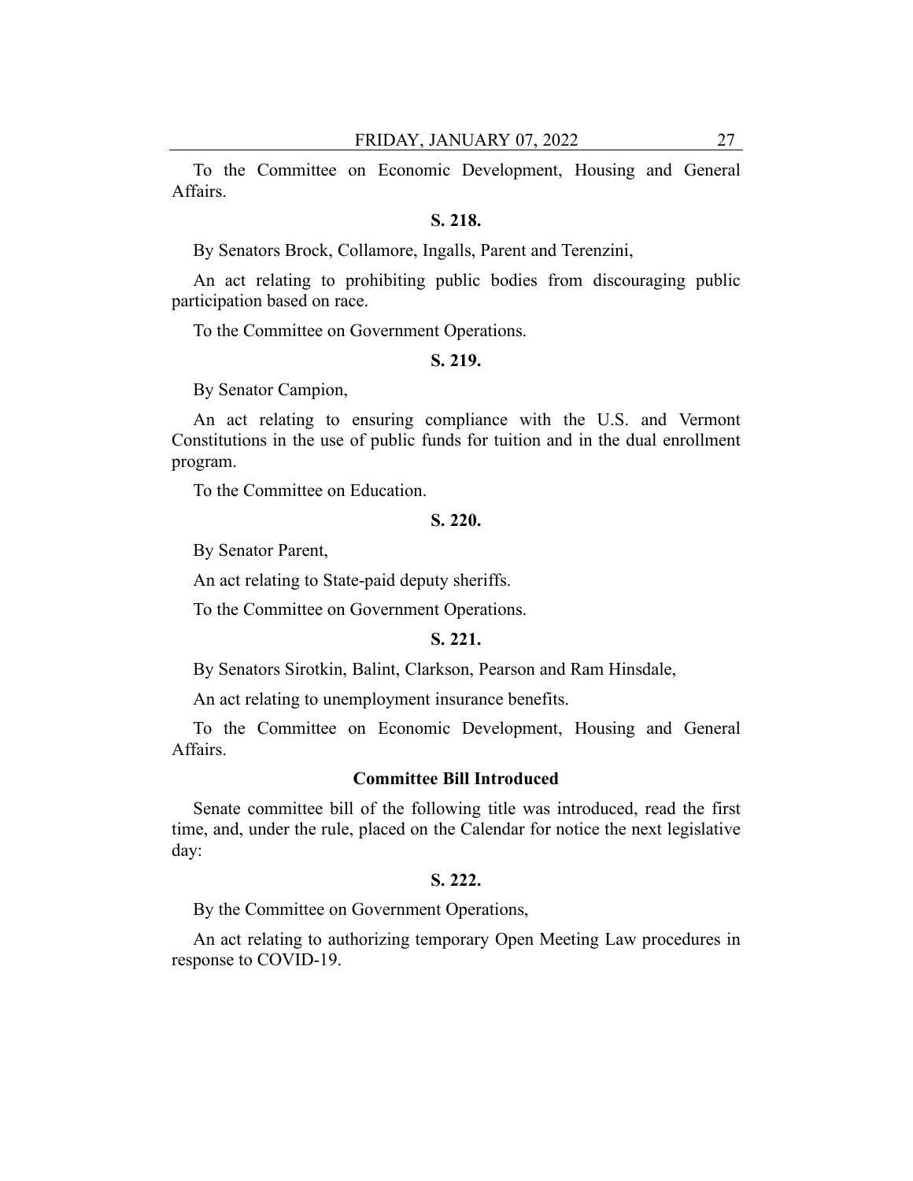To the Committee on Economic Development, Housing and General Affairs.

**S. 218.**

By Senators Brock, Collamore, Ingalls, Parent and Terenzini,

An act relating to prohibiting public bodies from discouraging public participation based on race.

To the Committee on Government Operations.

**S. 219.**

By Senator Campion,

An act relating to ensuring compliance with the U.S. and Vermont Constitutions in the use of public funds for tuition and in the dual enrollment program.

To the Committee on Education.

**S. 220.**

By Senator Parent,

An act relating to State-paid deputy sheriffs.

To the Committee on Government Operations.

**S. 221.**

By Senators Sirotkin, Balint, Clarkson, Pearson and Ram Hinsdale,

An act relating to unemployment insurance benefits.

To the Committee on Economic Development, Housing and General Affairs.

**Committee Bill Introduced**

Senate committee bill of the following title was introduced, read the first time, and, under the rule, placed on the Calendar for notice the next legislative day:

**S. 222.**

By the Committee on Government Operations,

An act relating to authorizing temporary Open Meeting Law procedures in response to COVID-19.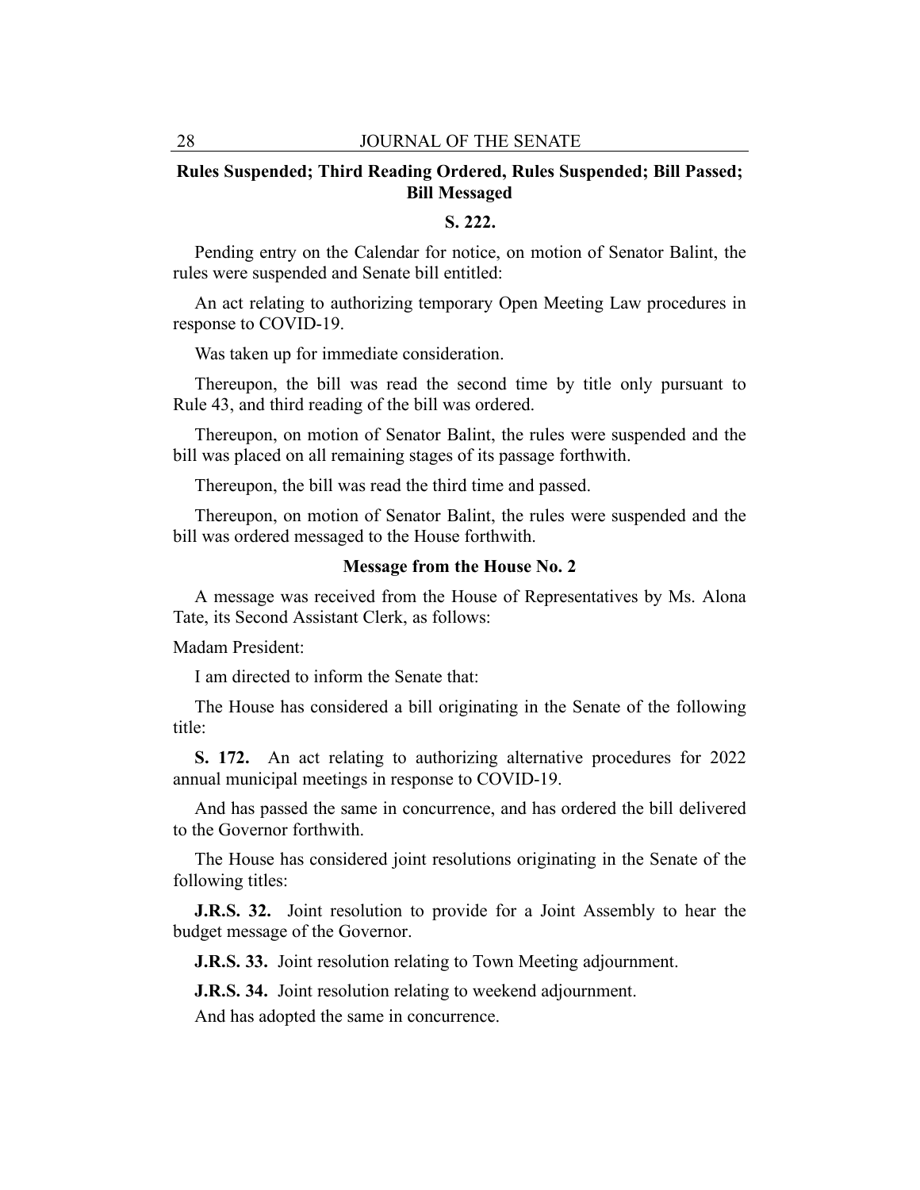### Rules Suspended; Third Reading Ordered, Rules Suspended; Bill Passed; Bill Messaged

**S. 222.**

Pending entry on the Calendar for notice, on motion of Senator Balint, the rules were suspended and Senate bill entitled:

An act relating to authorizing temporary Open Meeting Law procedures in response to COVID-19.

Was taken up for immediate consideration.

Thereupon, the bill was read the second time by title only pursuant to Rule 43, and third reading of the bill was ordered.

Thereupon, on motion of Senator Balint, the rules were suspended and the bill was placed on all remaining stages of its passage forthwith.

Thereupon, the bill was read the third time and passed.

Thereupon, on motion of Senator Balint, the rules were suspended and the bill was ordered messaged to the House forthwith.

### Message from the House No. 2

A message was received from the House of Representatives by Ms. Alona Tate, its Second Assistant Clerk, as follows:

Madam President:

I am directed to inform the Senate that:

The House has considered a bill originating in the Senate of the following title:

**S. 172.** An act relating to authorizing alternative procedures for 2022 annual municipal meetings in response to COVID-19.

And has passed the same in concurrence, and has ordered the bill delivered to the Governor forthwith.

The House has considered joint resolutions originating in the Senate of the following titles:

**J.R.S. 32.** Joint resolution to provide for a Joint Assembly to hear the budget message of the Governor.

**J.R.S. 33.** Joint resolution relating to Town Meeting adjournment.

**J.R.S. 34.** Joint resolution relating to weekend adjournment.

And has adopted the same in concurrence.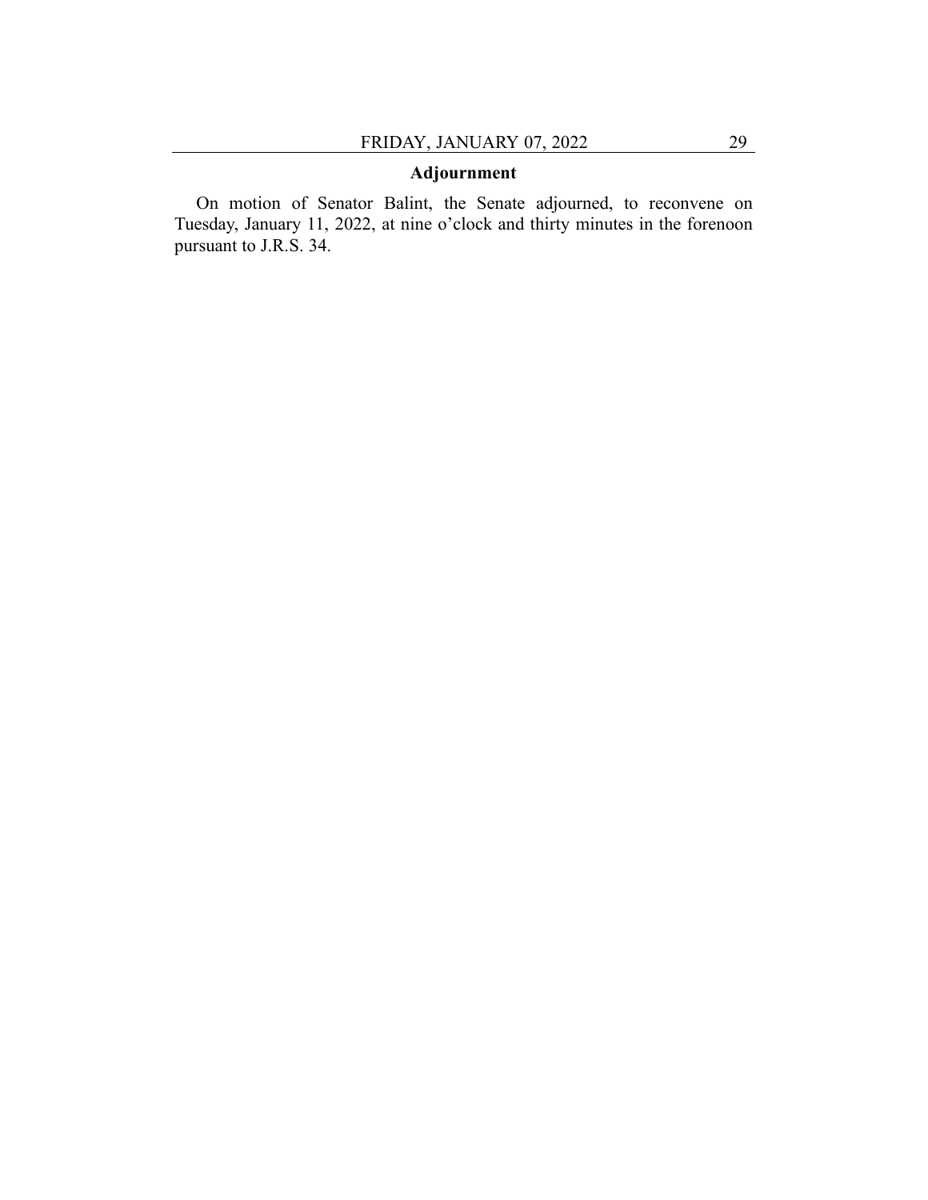## Adjournment

On motion of Senator Balint, the Senate adjourned, to reconvene on Tuesday, January 11, 2022, at nine o'clock and thirty minutes in the forenoon pursuant to J.R.S. 34.